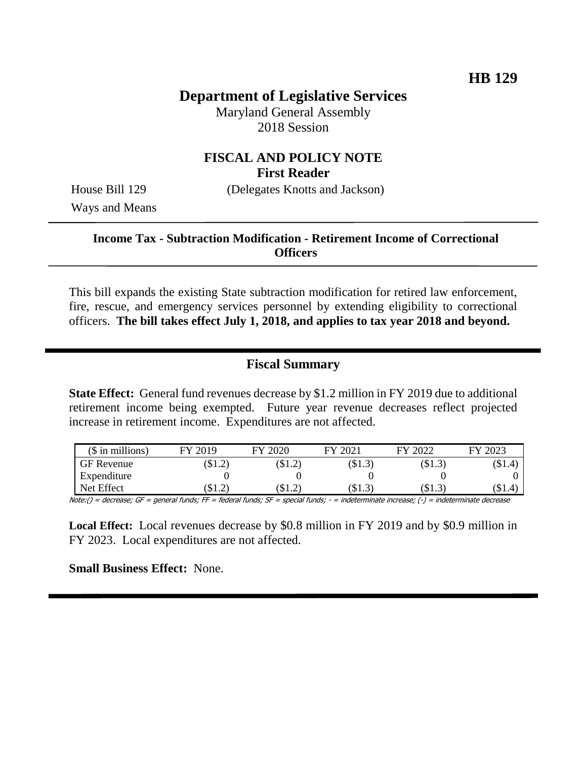**HB 129**

# Department of Legislative Services

Maryland General Assembly
2018 Session

## FISCAL AND POLICY NOTE
**First Reader**

House Bill 129 (Delegates Knotts and Jackson)
Ways and Means

---

**Income Tax - Subtraction Modification - Retirement Income of Correctional Officers**

---

This bill expands the existing State subtraction modification for retired law enforcement, fire, rescue, and emergency services personnel by extending eligibility to correctional officers. **The bill takes effect July 1, 2018, and applies to tax year 2018 and beyond.**

---

## Fiscal Summary

**State Effect:** General fund revenues decrease by $1.2 million in FY 2019 due to additional retirement income being exempted. Future year revenue decreases reflect projected increase in retirement income. Expenditures are not affected.

| ($ in millions) | FY 2019 | FY 2020 | FY 2021 | FY 2022 | FY 2023 |
|---|---|---|---|---|---|
| GF Revenue | ($1.2) | ($1.2) | ($1.3) | ($1.3) | ($1.4) |
| Expenditure | 0 | 0 | 0 | 0 | 0 |
| Net Effect | ($1.2) | ($1.2) | ($1.3) | ($1.3) | ($1.4) |

*Note:() = decrease; GF = general funds; FF = federal funds; SF = special funds; - = indeterminate increase; (-) = indeterminate decrease*

**Local Effect:** Local revenues decrease by $0.8 million in FY 2019 and by $0.9 million in FY 2023. Local expenditures are not affected.

**Small Business Effect:** None.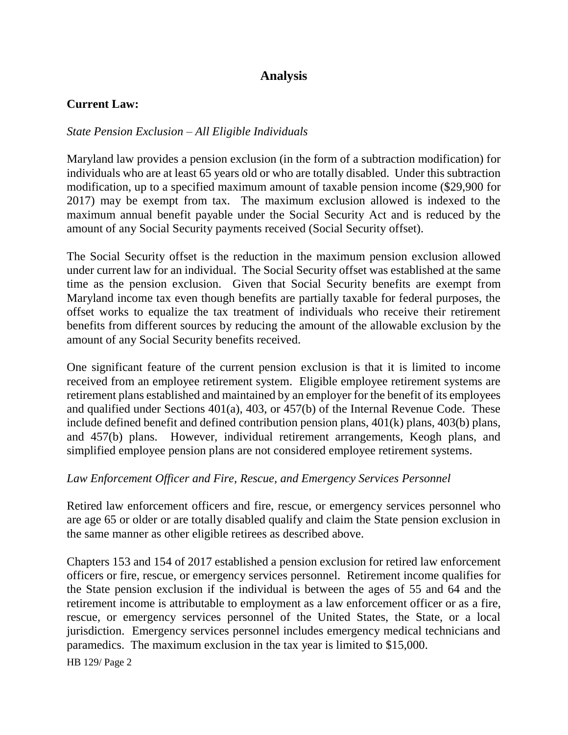## Analysis

### Current Law:

*State Pension Exclusion – All Eligible Individuals*

Maryland law provides a pension exclusion (in the form of a subtraction modification) for individuals who are at least 65 years old or who are totally disabled. Under this subtraction modification, up to a specified maximum amount of taxable pension income ($29,900 for 2017) may be exempt from tax. The maximum exclusion allowed is indexed to the maximum annual benefit payable under the Social Security Act and is reduced by the amount of any Social Security payments received (Social Security offset).

The Social Security offset is the reduction in the maximum pension exclusion allowed under current law for an individual. The Social Security offset was established at the same time as the pension exclusion. Given that Social Security benefits are exempt from Maryland income tax even though benefits are partially taxable for federal purposes, the offset works to equalize the tax treatment of individuals who receive their retirement benefits from different sources by reducing the amount of the allowable exclusion by the amount of any Social Security benefits received.

One significant feature of the current pension exclusion is that it is limited to income received from an employee retirement system. Eligible employee retirement systems are retirement plans established and maintained by an employer for the benefit of its employees and qualified under Sections 401(a), 403, or 457(b) of the Internal Revenue Code. These include defined benefit and defined contribution pension plans, 401(k) plans, 403(b) plans, and 457(b) plans. However, individual retirement arrangements, Keogh plans, and simplified employee pension plans are not considered employee retirement systems.

*Law Enforcement Officer and Fire, Rescue, and Emergency Services Personnel*

Retired law enforcement officers and fire, rescue, or emergency services personnel who are age 65 or older or are totally disabled qualify and claim the State pension exclusion in the same manner as other eligible retirees as described above.

Chapters 153 and 154 of 2017 established a pension exclusion for retired law enforcement officers or fire, rescue, or emergency services personnel. Retirement income qualifies for the State pension exclusion if the individual is between the ages of 55 and 64 and the retirement income is attributable to employment as a law enforcement officer or as a fire, rescue, or emergency services personnel of the United States, the State, or a local jurisdiction. Emergency services personnel includes emergency medical technicians and paramedics. The maximum exclusion in the tax year is limited to $15,000.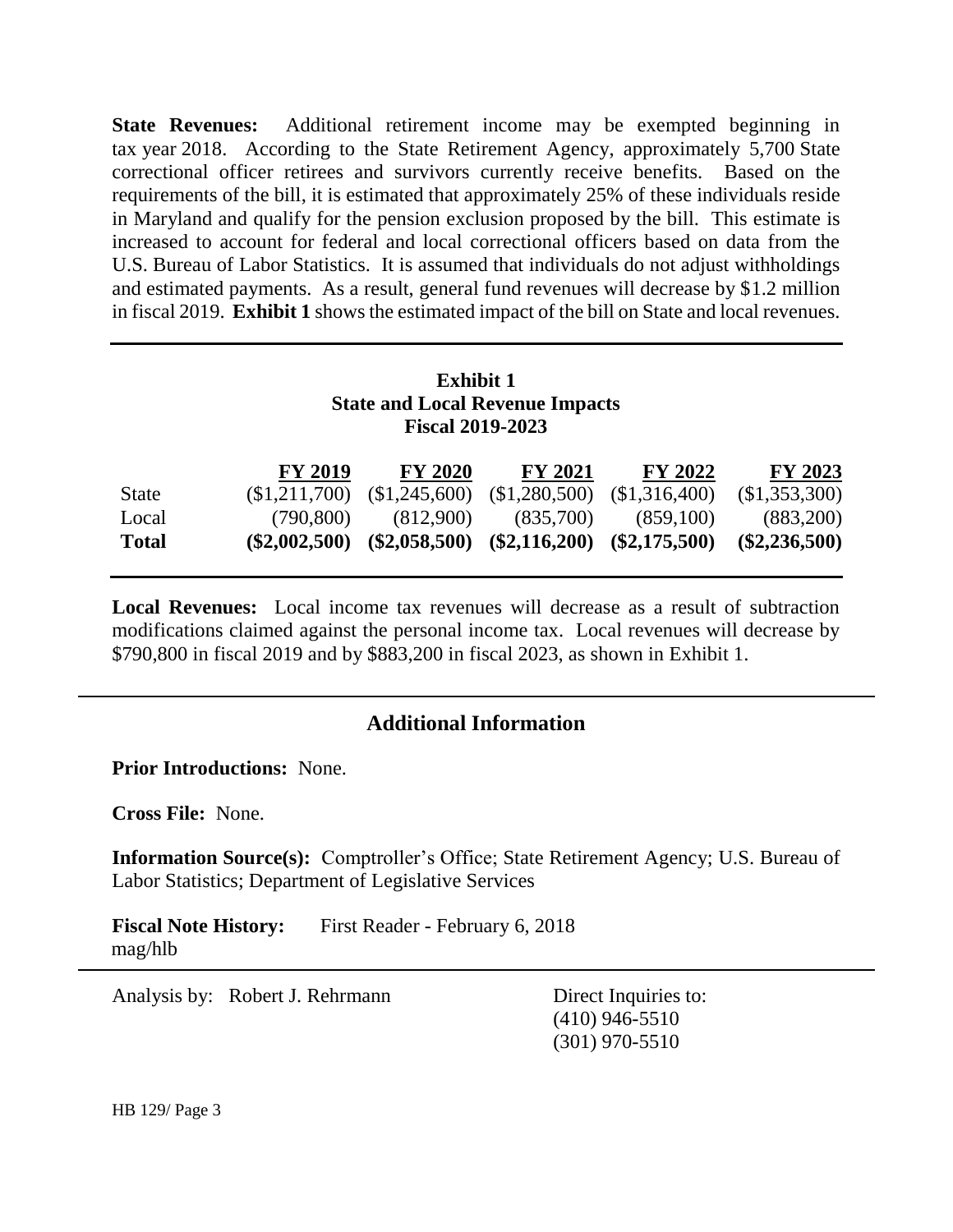**State Revenues:** Additional retirement income may be exempted beginning in tax year 2018. According to the State Retirement Agency, approximately 5,700 State correctional officer retirees and survivors currently receive benefits. Based on the requirements of the bill, it is estimated that approximately 25% of these individuals reside in Maryland and qualify for the pension exclusion proposed by the bill. This estimate is increased to account for federal and local correctional officers based on data from the U.S. Bureau of Labor Statistics. It is assumed that individuals do not adjust withholdings and estimated payments. As a result, general fund revenues will decrease by $1.2 million in fiscal 2019. **Exhibit 1** shows the estimated impact of the bill on State and local revenues.

**Exhibit 1**
**State and Local Revenue Impacts**
**Fiscal 2019-2023**

| | FY 2019 | FY 2020 | FY 2021 | FY 2022 | FY 2023 |
|---|---|---|---|---|---|
| State | ($1,211,700) | ($1,245,600) | ($1,280,500) | ($1,316,400) | ($1,353,300) |
| Local | (790,800) | (812,900) | (835,700) | (859,100) | (883,200) |
| **Total** | **($2,002,500)** | **($2,058,500)** | **($2,116,200)** | **($2,175,500)** | **($2,236,500)** |

**Local Revenues:** Local income tax revenues will decrease as a result of subtraction modifications claimed against the personal income tax. Local revenues will decrease by $790,800 in fiscal 2019 and by $883,200 in fiscal 2023, as shown in Exhibit 1.

## Additional Information

**Prior Introductions:** None.

**Cross File:** None.

**Information Source(s):** Comptroller's Office; State Retirement Agency; U.S. Bureau of Labor Statistics; Department of Legislative Services

**Fiscal Note History:** First Reader - February 6, 2018
mag/hlb

Analysis by: Robert J. Rehrmann

Direct Inquiries to:
(410) 946-5510
(301) 970-5510